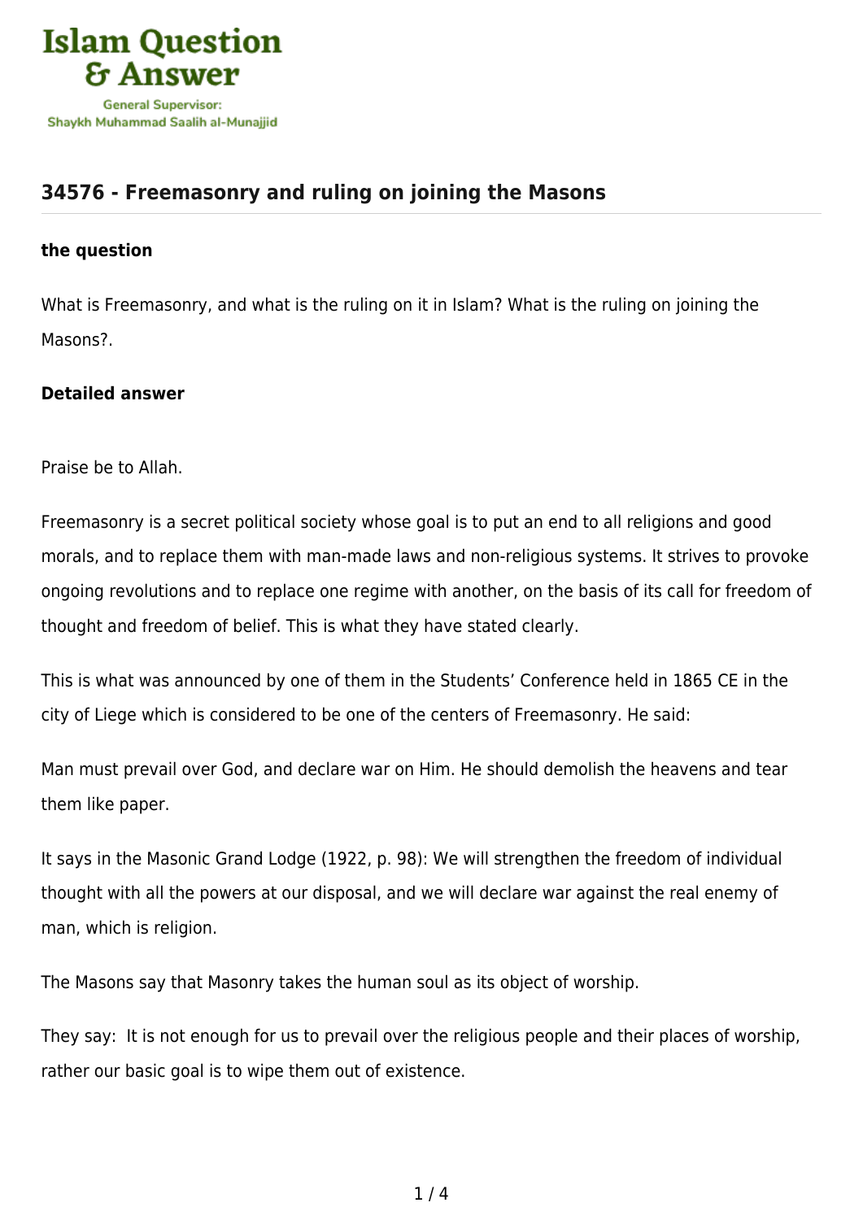# Islam Question & Answer

General Supervisor: Shaykh Muhammad Saalih al-Munajjid

## 34576 - Freemasonry and ruling on joining the Masons

### the question

What is Freemasonry, and what is the ruling on it in Islam? What is the ruling on joining the Masons?.

### Detailed answer

Praise be to Allah.

Freemasonry is a secret political society whose goal is to put an end to all religions and good morals, and to replace them with man-made laws and non-religious systems. It strives to provoke ongoing revolutions and to replace one regime with another, on the basis of its call for freedom of thought and freedom of belief. This is what they have stated clearly.

This is what was announced by one of them in the Students' Conference held in 1865 CE in the city of Liege which is considered to be one of the centers of Freemasonry. He said:

Man must prevail over God, and declare war on Him. He should demolish the heavens and tear them like paper.

It says in the Masonic Grand Lodge (1922, p. 98): We will strengthen the freedom of individual thought with all the powers at our disposal, and we will declare war against the real enemy of man, which is religion.

The Masons say that Masonry takes the human soul as its object of worship.

They say: It is not enough for us to prevail over the religious people and their places of worship, rather our basic goal is to wipe them out of existence.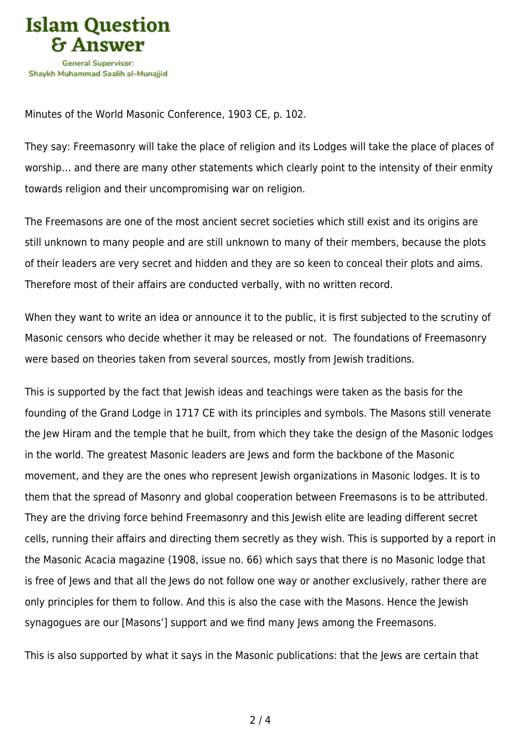Minutes of the World Masonic Conference, 1903 CE, p. 102.

They say: Freemasonry will take the place of religion and its Lodges will take the place of places of worship… and there are many other statements which clearly point to the intensity of their enmity towards religion and their uncompromising war on religion.

The Freemasons are one of the most ancient secret societies which still exist and its origins are still unknown to many people and are still unknown to many of their members, because the plots of their leaders are very secret and hidden and they are so keen to conceal their plots and aims. Therefore most of their affairs are conducted verbally, with no written record.

When they want to write an idea or announce it to the public, it is first subjected to the scrutiny of Masonic censors who decide whether it may be released or not.  The foundations of Freemasonry were based on theories taken from several sources, mostly from Jewish traditions.

This is supported by the fact that Jewish ideas and teachings were taken as the basis for the founding of the Grand Lodge in 1717 CE with its principles and symbols. The Masons still venerate the Jew Hiram and the temple that he built, from which they take the design of the Masonic lodges in the world. The greatest Masonic leaders are Jews and form the backbone of the Masonic movement, and they are the ones who represent Jewish organizations in Masonic lodges. It is to them that the spread of Masonry and global cooperation between Freemasons is to be attributed. They are the driving force behind Freemasonry and this Jewish elite are leading different secret cells, running their affairs and directing them secretly as they wish. This is supported by a report in the Masonic Acacia magazine (1908, issue no. 66) which says that there is no Masonic lodge that is free of Jews and that all the Jews do not follow one way or another exclusively, rather there are only principles for them to follow. And this is also the case with the Masons. Hence the Jewish synagogues are our [Masons'] support and we find many Jews among the Freemasons.

This is also supported by what it says in the Masonic publications: that the Jews are certain that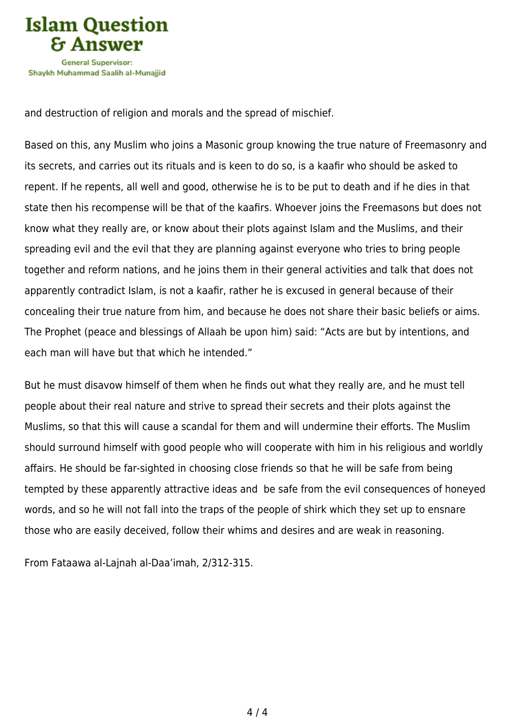and destruction of religion and morals and the spread of mischief.

Based on this, any Muslim who joins a Masonic group knowing the true nature of Freemasonry and its secrets, and carries out its rituals and is keen to do so, is a kaafir who should be asked to repent. If he repents, all well and good, otherwise he is to be put to death and if he dies in that state then his recompense will be that of the kaafirs. Whoever joins the Freemasons but does not know what they really are, or know about their plots against Islam and the Muslims, and their spreading evil and the evil that they are planning against everyone who tries to bring people together and reform nations, and he joins them in their general activities and talk that does not apparently contradict Islam, is not a kaafir, rather he is excused in general because of their concealing their true nature from him, and because he does not share their basic beliefs or aims. The Prophet (peace and blessings of Allaah be upon him) said: "Acts are but by intentions, and each man will have but that which he intended."

But he must disavow himself of them when he finds out what they really are, and he must tell people about their real nature and strive to spread their secrets and their plots against the Muslims, so that this will cause a scandal for them and will undermine their efforts. The Muslim should surround himself with good people who will cooperate with him in his religious and worldly affairs. He should be far-sighted in choosing close friends so that he will be safe from being tempted by these apparently attractive ideas and be safe from the evil consequences of honeyed words, and so he will not fall into the traps of the people of shirk which they set up to ensnare those who are easily deceived, follow their whims and desires and are weak in reasoning.

From Fataawa al-Lajnah al-Daa'imah, 2/312-315.